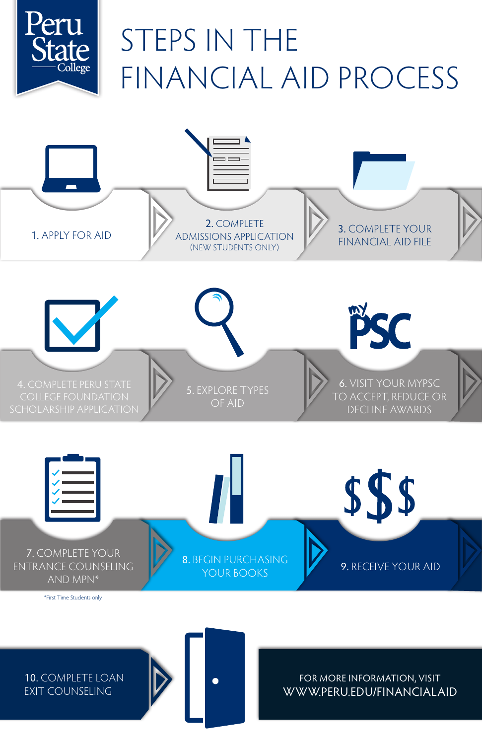Peru State College

# STEPS IN THE FINANCIAL AID PROCESS

1. APPLY FOR AID

2. COMPLETE ADMISSIONS APPLICATION (NEW STUDENTS ONLY)

3. COMPLETE YOUR FINANCIAL AID FILE

4. COMPLETE PERU STATE COLLEGE FOUNDATION SCHOLARSHIP APPLICATION

5. EXPLORE TYPES OF AID

6. VISIT YOUR MYPSC TO ACCEPT, REDUCE OR DECLINE AWARDS

7. COMPLETE YOUR ENTRANCE COUNSELING AND MPN*

8. BEGIN PURCHASING YOUR BOOKS

9. RECEIVE YOUR AID

*First Time Students only.

10. COMPLETE LOAN EXIT COUNSELING

FOR MORE INFORMATION, VISIT WWW.PERU.EDU/FINANCIALAID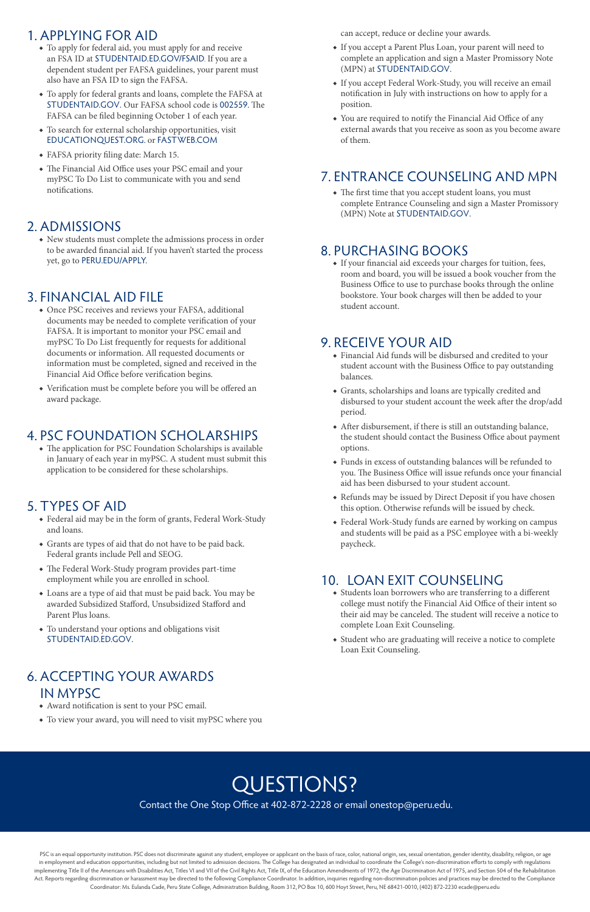## 1. APPLYING FOR AID

- To apply for federal aid, you must apply for and receive an FSA ID at STUDENTAID.ED.GOV/FSAID. If you are a dependent student per FAFSA guidelines, your parent must also have an FSA ID to sign the FAFSA.
- To apply for federal grants and loans, complete the FAFSA at STUDENTAID.GOV. Our FAFSA school code is 002559. The FAFSA can be filed beginning October 1 of each year.
- To search for external scholarship opportunities, visit EDUCATIONQUEST.ORG. or FASTWEB.COM
- FAFSA priority filing date: March 15.
- The Financial Aid Office uses your PSC email and your myPSC To Do List to communicate with you and send notifications.

## 2. ADMISSIONS

- New students must complete the admissions process in order to be awarded financial aid. If you haven't started the process yet, go to PERU.EDU/APPLY.

## 3. FINANCIAL AID FILE

- Once PSC receives and reviews your FAFSA, additional documents may be needed to complete verification of your FAFSA. It is important to monitor your PSC email and myPSC To Do List frequently for requests for additional documents or information. All requested documents or information must be completed, signed and received in the Financial Aid Office before verification begins.
- Verification must be complete before you will be offered an award package.

## 4. PSC FOUNDATION SCHOLARSHIPS

- The application for PSC Foundation Scholarships is available in January of each year in myPSC. A student must submit this application to be considered for these scholarships.

## 5. TYPES OF AID

- Federal aid may be in the form of grants, Federal Work-Study and loans.
- Grants are types of aid that do not have to be paid back. Federal grants include Pell and SEOG.
- The Federal Work-Study program provides part-time employment while you are enrolled in school.
- Loans are a type of aid that must be paid back. You may be awarded Subsidized Stafford, Unsubsidized Stafford and Parent Plus loans.
- To understand your options and obligations visit STUDENTAID.ED.GOV.

## 6. ACCEPTING YOUR AWARDS IN MYPSC

- Award notification is sent to your PSC email.
- To view your award, you will need to visit myPSC where you can accept, reduce or decline your awards.
- If you accept a Parent Plus Loan, your parent will need to complete an application and sign a Master Promissory Note (MPN) at STUDENTAID.GOV.
- If you accept Federal Work-Study, you will receive an email notification in July with instructions on how to apply for a position.
- You are required to notify the Financial Aid Office of any external awards that you receive as soon as you become aware of them.

## 7. ENTRANCE COUNSELING AND MPN

- The first time that you accept student loans, you must complete Entrance Counseling and sign a Master Promissory (MPN) Note at STUDENTAID.GOV.

## 8. PURCHASING BOOKS

- If your financial aid exceeds your charges for tuition, fees, room and board, you will be issued a book voucher from the Business Office to use to purchase books through the online bookstore. Your book charges will then be added to your student account.

## 9. RECEIVE YOUR AID

- Financial Aid funds will be disbursed and credited to your student account with the Business Office to pay outstanding balances.
- Grants, scholarships and loans are typically credited and disbursed to your student account the week after the drop/add period.
- After disbursement, if there is still an outstanding balance, the student should contact the Business Office about payment options.
- Funds in excess of outstanding balances will be refunded to you. The Business Office will issue refunds once your financial aid has been disbursed to your student account.
- Refunds may be issued by Direct Deposit if you have chosen this option. Otherwise refunds will be issued by check.
- Federal Work-Study funds are earned by working on campus and students will be paid as a PSC employee with a bi-weekly paycheck.

## 10. LOAN EXIT COUNSELING

- Students loan borrowers who are transferring to a different college must notify the Financial Aid Office of their intent so their aid may be canceled. The student will receive a notice to complete Loan Exit Counseling.
- Student who are graduating will receive a notice to complete Loan Exit Counseling.

# QUESTIONS?

Contact the One Stop Office at 402-872-2228 or email onestop@peru.edu.

PSC is an equal opportunity institution. PSC does not discriminate against any student, employee or applicant on the basis of race, color, national origin, sex, sexual orientation, gender identity, disability, religion, or age in employment and education opportunities, including but not limited to admission decisions. The College has designated an individual to coordinate the College's non-discrimination efforts to comply with regulations implementing Title II of the Americans with Disabilities Act, Titles VI and VII of the Civil Rights Act, Title IX, of the Education Amendments of 1972, the Age Discrimination Act of 1975, and Section 504 of the Rehabilitation Act. Reports regarding discrimination or harassment may be directed to the following Compliance Coordinator. In addition, inquiries regarding non-discrimination policies and practices may be directed to the Compliance Coordinator: Ms. Eulanda Cade, Peru State College, Administration Building, Room 312, PO Box 10, 600 Hoyt Street, Peru, NE 68421-0010, (402) 872-2230 ecade@peru.edu